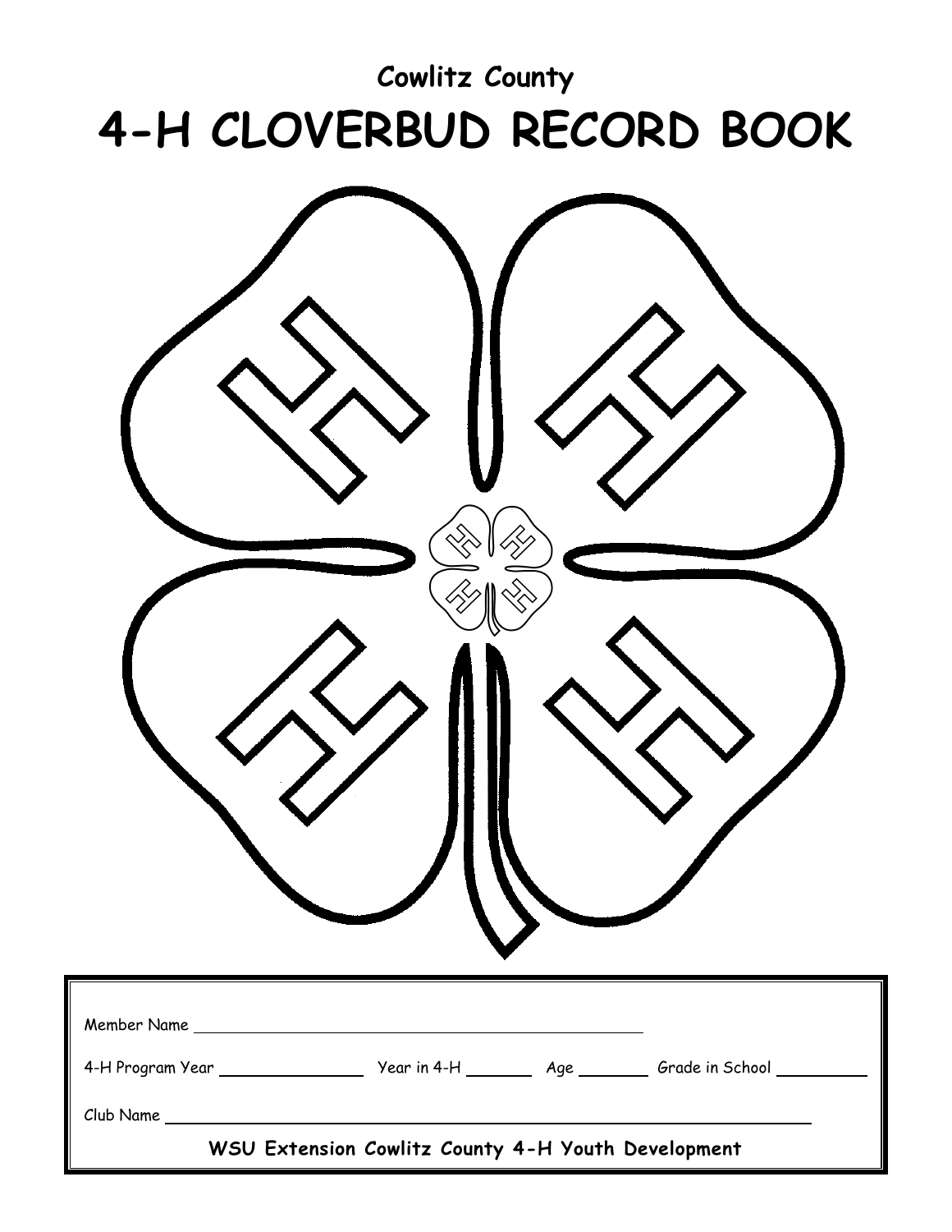Cowlitz County

# 4-H CLOVERBUD RECORD BOOK

Member Name ______________________________________________

4-H Program Year _______________ Year in 4-H _______ Age _______ Grade in School _________

Club Name ____________________________________________________________________

**WSU Extension Cowlitz County 4-H Youth Development**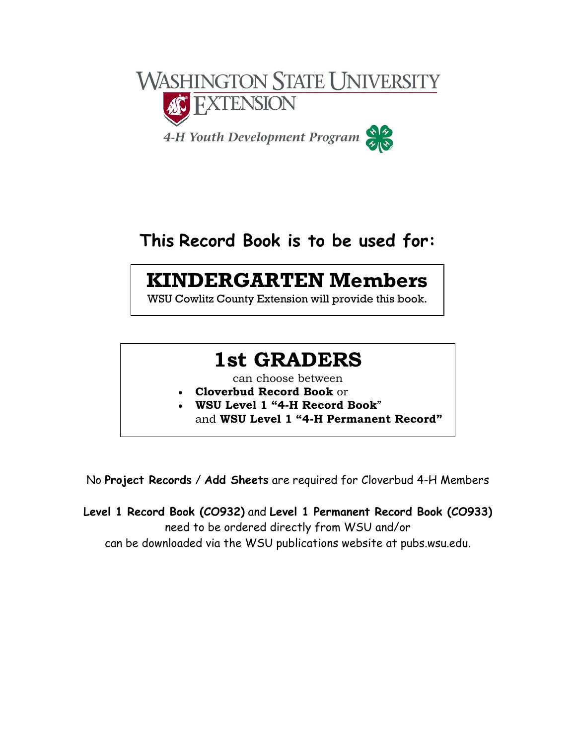WASHINGTON STATE UNIVERSITY EXTENSION

*4-H Youth Development Program*

## This Record Book is to be used for:

# KINDERGARTEN Members

WSU Cowlitz County Extension will provide this book.

# 1st GRADERS

can choose between

- **Cloverbud Record Book** or
- **WSU Level 1 "4-H Record Book"** and **WSU Level 1 "4-H Permanent Record"**

No **Project Records** / **Add Sheets** are required for Cloverbud 4-H Members

**Level 1 Record Book (CO932)** and **Level 1 Permanent Record Book (CO933)** need to be ordered directly from WSU and/or can be downloaded via the WSU publications website at pubs.wsu.edu.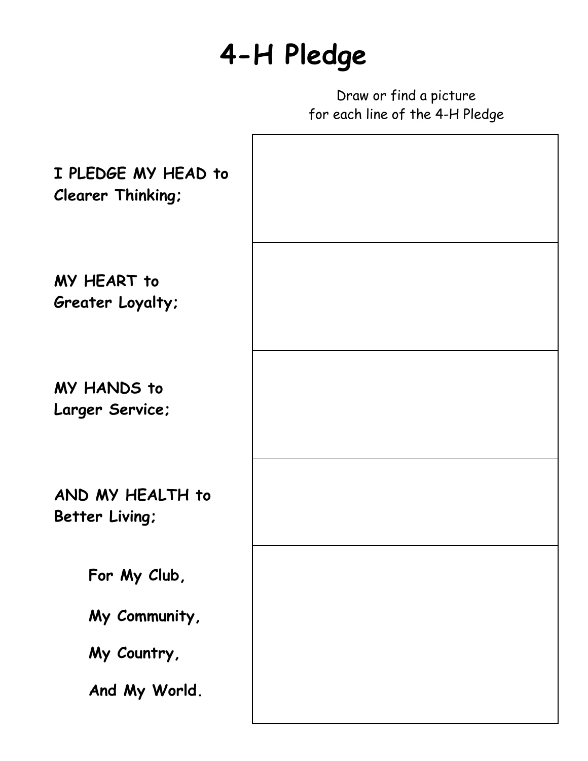# 4-H Pledge

Draw or find a picture for each line of the 4-H Pledge

| | |
|---|---|
| **I PLEDGE MY HEAD to Clearer Thinking;** | |
| **MY HEART to Greater Loyalty;** | |
| **MY HANDS to Larger Service;** | |
| **AND MY HEALTH to Better Living;** | |
| **For My Club,**<br>**My Community,**<br>**My Country,**<br>**And My World.** | |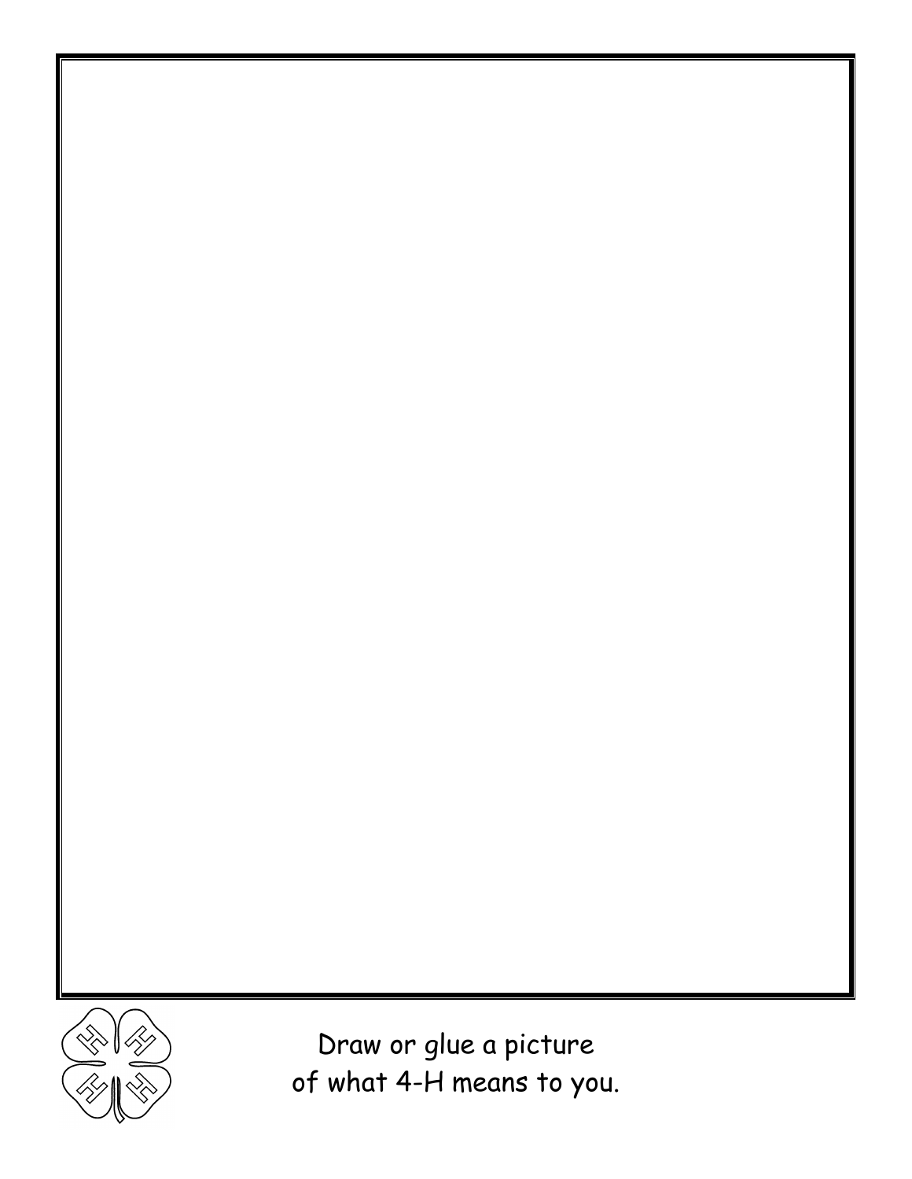Draw or glue a picture
of what 4-H means to you.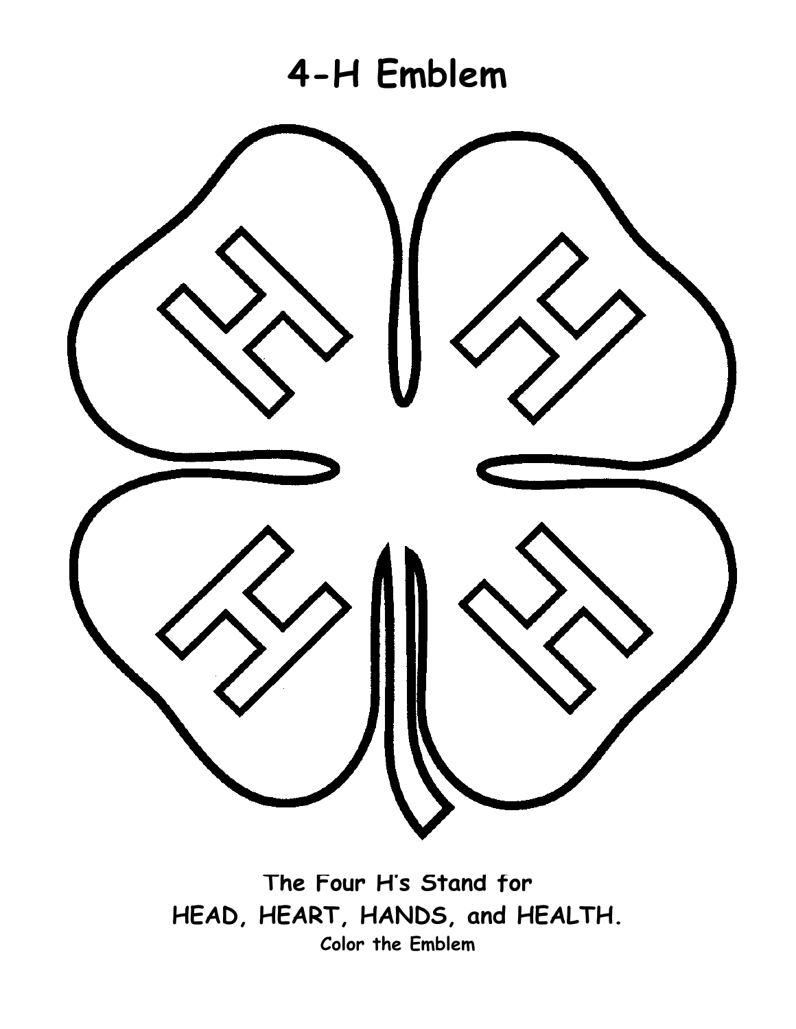# 4-H Emblem

The Four H's Stand for

HEAD, HEART, HANDS, and HEALTH.

Color the Emblem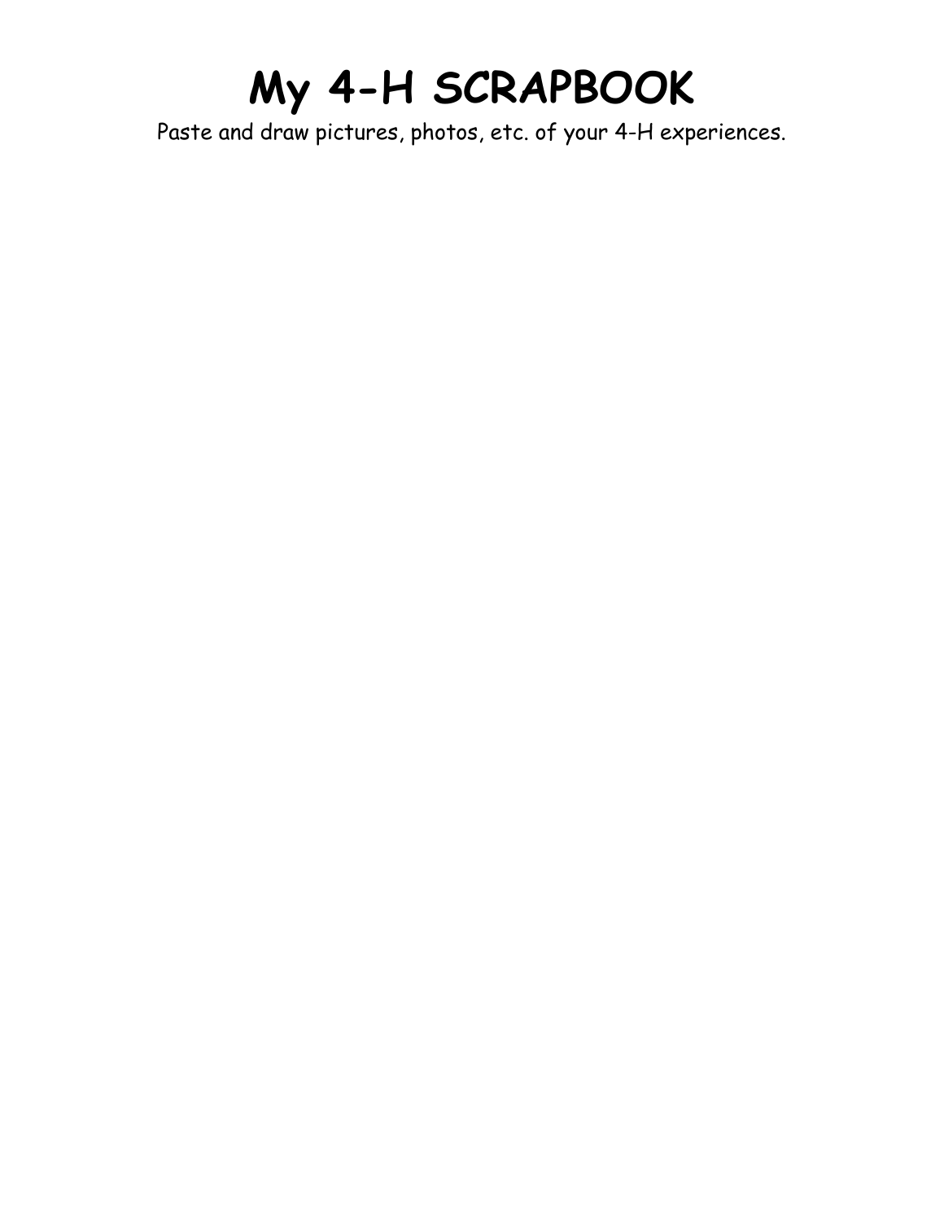# My 4-H SCRAPBOOK

Paste and draw pictures, photos, etc. of your 4-H experiences.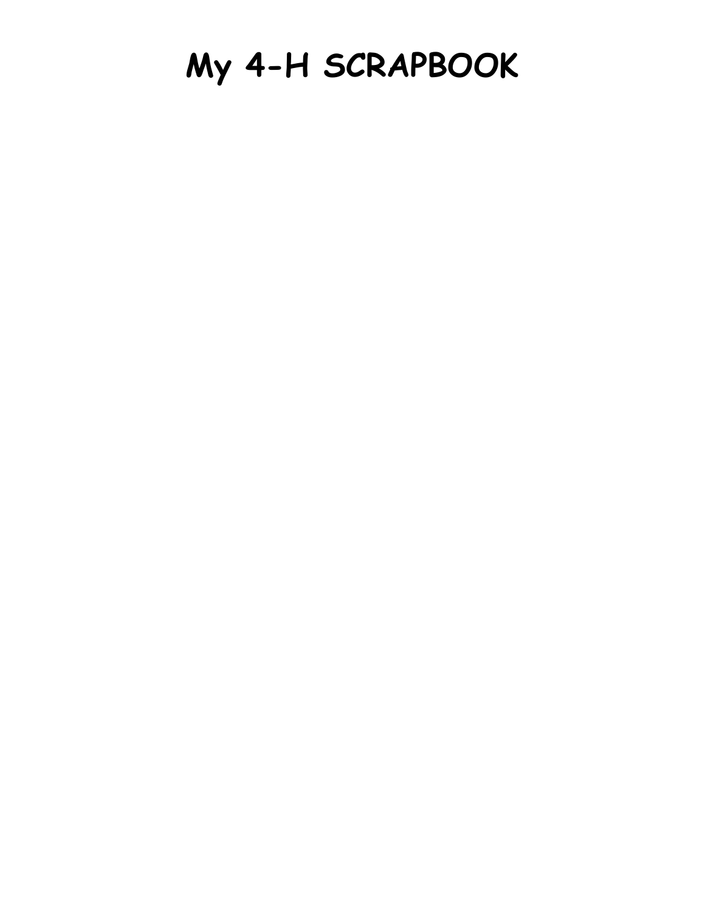# My 4-H SCRAPBOOK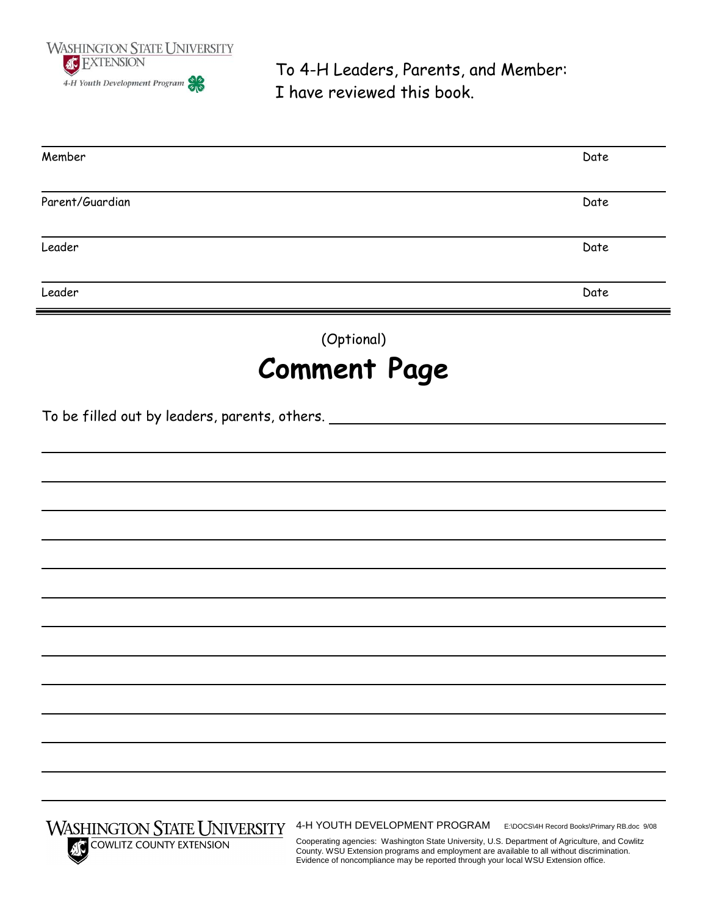WASHINGTON STATE UNIVERSITY
EXTENSION
4-H Youth Development Program

To 4-H Leaders, Parents, and Member:
I have reviewed this book.

| | |
|---|---|
| Member | Date |
| Parent/Guardian | Date |
| Leader | Date |
| Leader | Date |

(Optional)

# Comment Page

To be filled out by leaders, parents, others. ____________________

WASHINGTON STATE UNIVERSITY
COWLITZ COUNTY EXTENSION

4-H YOUTH DEVELOPMENT PROGRAM E:\DOCS\4H Record Books\Primary RB.doc 9/08

Cooperating agencies: Washington State University, U.S. Department of Agriculture, and Cowlitz County. WSU Extension programs and employment are available to all without discrimination. Evidence of noncompliance may be reported through your local WSU Extension office.